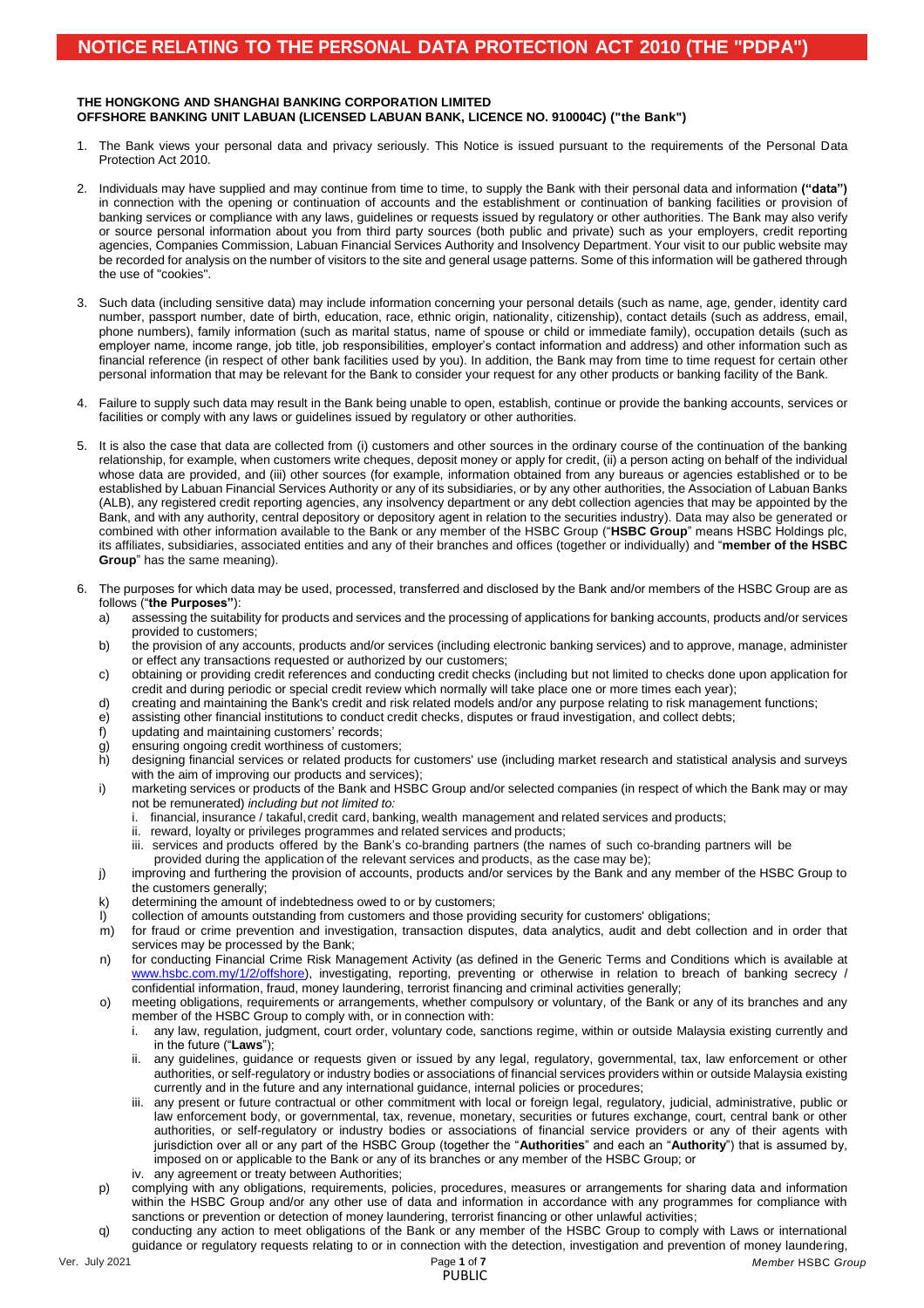# NOTICE RELATING TO THE PERSONAL DATA PROTECTION ACT 2010 (THE "PDPA")

**THE HONGKONG AND SHANGHAI BANKING CORPORATION LIMITED**
**OFFSHORE BANKING UNIT LABUAN (LICENSED LABUAN BANK, LICENCE NO. 910004C) ("the Bank")**

1. The Bank views your personal data and privacy seriously. This Notice is issued pursuant to the requirements of the Personal Data Protection Act 2010.

2. Individuals may have supplied and may continue from time to time, to supply the Bank with their personal data and information **("data")** in connection with the opening or continuation of accounts and the establishment or continuation of banking facilities or provision of banking services or compliance with any laws, guidelines or requests issued by regulatory or other authorities. The Bank may also verify or source personal information about you from third party sources (both public and private) such as your employers, credit reporting agencies, Companies Commission, Labuan Financial Services Authority and Insolvency Department. Your visit to our public website may be recorded for analysis on the number of visitors to the site and general usage patterns. Some of this information will be gathered through the use of "cookies".

3. Such data (including sensitive data) may include information concerning your personal details (such as name, age, gender, identity card number, passport number, date of birth, education, race, ethnic origin, nationality, citizenship), contact details (such as address, email, phone numbers), family information (such as marital status, name of spouse or child or immediate family), occupation details (such as employer name, income range, job title, job responsibilities, employer's contact information and address) and other information such as financial reference (in respect of other bank facilities used by you). In addition, the Bank may from time to time request for certain other personal information that may be relevant for the Bank to consider your request for any other products or banking facility of the Bank.

4. Failure to supply such data may result in the Bank being unable to open, establish, continue or provide the banking accounts, services or facilities or comply with any laws or guidelines issued by regulatory or other authorities.

5. It is also the case that data are collected from (i) customers and other sources in the ordinary course of the continuation of the banking relationship, for example, when customers write cheques, deposit money or apply for credit, (ii) a person acting on behalf of the individual whose data are provided, and (iii) other sources (for example, information obtained from any bureaus or agencies established or to be established by Labuan Financial Services Authority or any of its subsidiaries, or by any other authorities, the Association of Labuan Banks (ALB), any registered credit reporting agencies, any insolvency department or any debt collection agencies that may be appointed by the Bank, and with any authority, central depository or depository agent in relation to the securities industry). Data may also be generated or combined with other information available to the Bank or any member of the HSBC Group ("**HSBC Group**" means HSBC Holdings plc, its affiliates, subsidiaries, associated entities and any of their branches and offices (together or individually) and "**member of the HSBC Group**" has the same meaning).

6. The purposes for which data may be used, processed, transferred and disclosed by the Bank and/or members of the HSBC Group are as follows ("**the Purposes**"):
   a) assessing the suitability for products and services and the processing of applications for banking accounts, products and/or services provided to customers;
   b) the provision of any accounts, products and/or services (including electronic banking services) and to approve, manage, administer or effect any transactions requested or authorized by our customers;
   c) obtaining or providing credit references and conducting credit checks (including but not limited to checks done upon application for credit and during periodic or special credit review which normally will take place one or more times each year);
   d) creating and maintaining the Bank's credit and risk related models and/or any purpose relating to risk management functions;
   e) assisting other financial institutions to conduct credit checks, disputes or fraud investigation, and collect debts;
   f) updating and maintaining customers' records;
   g) ensuring ongoing credit worthiness of customers;
   h) designing financial services or related products for customers' use (including market research and statistical analysis and surveys with the aim of improving our products and services);
   i) marketing services or products of the Bank and HSBC Group and/or selected companies (in respect of which the Bank may or may not be remunerated) *including but not limited to:*
      i. financial, insurance / takaful, credit card, banking, wealth management and related services and products;
      ii. reward, loyalty or privileges programmes and related services and products;
      iii. services and products offered by the Bank's co-branding partners (the names of such co-branding partners will be provided during the application of the relevant services and products, as the case may be);
   j) improving and furthering the provision of accounts, products and/or services by the Bank and any member of the HSBC Group to the customers generally;
   k) determining the amount of indebtedness owed to or by customers;
   l) collection of amounts outstanding from customers and those providing security for customers' obligations;
   m) for fraud or crime prevention and investigation, transaction disputes, data analytics, audit and debt collection and in order that services may be processed by the Bank;
   n) for conducting Financial Crime Risk Management Activity (as defined in the Generic Terms and Conditions which is available at www.hsbc.com.my/1/2/offshore), investigating, reporting, preventing or otherwise in relation to breach of banking secrecy / confidential information, fraud, money laundering, terrorist financing and criminal activities generally;
   o) meeting obligations, requirements or arrangements, whether compulsory or voluntary, of the Bank or any of its branches and any member of the HSBC Group to comply with, or in connection with:
      i. any law, regulation, judgment, court order, voluntary code, sanctions regime, within or outside Malaysia existing currently and in the future ("**Laws**");
      ii. any guidelines, guidance or requests given or issued by any legal, regulatory, governmental, tax, law enforcement or other authorities, or self-regulatory or industry bodies or associations of financial services providers within or outside Malaysia existing currently and in the future and any international guidance, internal policies or procedures;
      iii. any present or future contractual or other commitment with local or foreign legal, regulatory, judicial, administrative, public or law enforcement body, or governmental, tax, revenue, monetary, securities or futures exchange, court, central bank or other authorities, or self-regulatory or industry bodies or associations of financial service providers or any of their agents with jurisdiction over all or any part of the HSBC Group (together the "**Authorities**" and each an "**Authority**") that is assumed by, imposed on or applicable to the Bank or any of its branches or any member of the HSBC Group; or
      iv. any agreement or treaty between Authorities;
   p) complying with any obligations, requirements, policies, procedures, measures or arrangements for sharing data and information within the HSBC Group and/or any other use of data and information in accordance with any programmes for compliance with sanctions or prevention or detection of money laundering, terrorist financing or other unlawful activities;
   q) conducting any action to meet obligations of the Bank or any member of the HSBC Group to comply with Laws or international guidance or regulatory requests relating to or in connection with the detection, investigation and prevention of money laundering,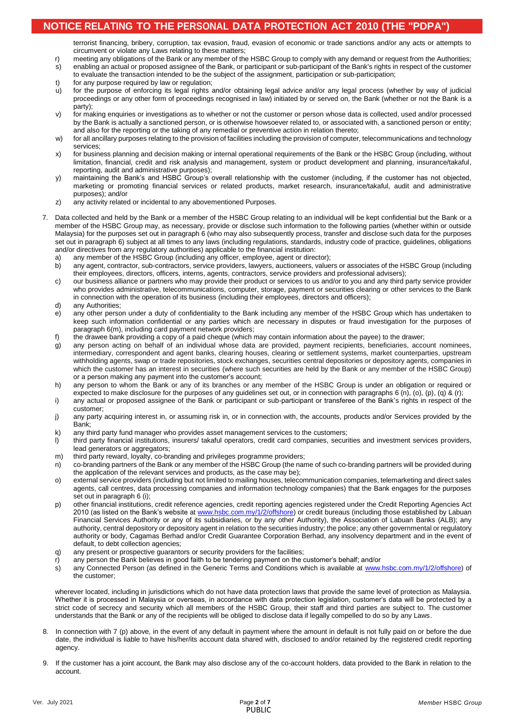# NOTICE RELATING TO THE PERSONAL DATA PROTECTION ACT 2010 (THE "PDPA")

terrorist financing, bribery, corruption, tax evasion, fraud, evasion of economic or trade sanctions and/or any acts or attempts to circumvent or violate any Laws relating to these matters;

r) meeting any obligations of the Bank or any member of the HSBC Group to comply with any demand or request from the Authorities;
s) enabling an actual or proposed assignee of the Bank, or participant or sub-participant of the Bank's rights in respect of the customer to evaluate the transaction intended to be the subject of the assignment, participation or sub-participation;
t) for any purpose required by law or regulation;
u) for the purpose of enforcing its legal rights and/or obtaining legal advice and/or any legal process (whether by way of judicial proceedings or any other form of proceedings recognised in law) initiated by or served on, the Bank (whether or not the Bank is a party);
v) for making enquiries or investigations as to whether or not the customer or person whose data is collected, used and/or processed by the Bank is actually a sanctioned person, or is otherwise howsoever related to, or associated with, a sanctioned person or entity; and also for the reporting or the taking of any remedial or preventive action in relation thereto;
w) for all ancillary purposes relating to the provision of facilities including the provision of computer, telecommunications and technology services;
x) for business planning and decision making or internal operational requirements of the Bank or the HSBC Group (including, without limitation, financial, credit and risk analysis and management, system or product development and planning, insurance/takaful, reporting, audit and administrative purposes);
y) maintaining the Bank's and HSBC Group's overall relationship with the customer (including, if the customer has not objected, marketing or promoting financial services or related products, market research, insurance/takaful, audit and administrative purposes); and/or
z) any activity related or incidental to any abovementioned Purposes.

7. Data collected and held by the Bank or a member of the HSBC Group relating to an individual will be kept confidential but the Bank or a member of the HSBC Group may, as necessary, provide or disclose such information to the following parties (whether within or outside Malaysia) for the purposes set out in paragraph 6 (who may also subsequently process, transfer and disclose such data for the purposes set out in paragraph 6) subject at all times to any laws (including regulations, standards, industry code of practice, guidelines, obligations and/or directives from any regulatory authorities) applicable to the financial institution:
   a) any member of the HSBC Group (including any officer, employee, agent or director);
   b) any agent, contractor, sub-contractors, service providers, lawyers, auctioneers, valuers or associates of the HSBC Group (including their employees, directors, officers, interns, agents, contractors, service providers and professional advisers);
   c) our business alliance or partners who may provide their product or services to us and/or to you and any third party service provider who provides administrative, telecommunications, computer, storage, payment or securities clearing or other services to the Bank in connection with the operation of its business (including their employees, directors and officers);
   d) any Authorities;
   e) any other person under a duty of confidentiality to the Bank including any member of the HSBC Group which has undertaken to keep such information confidential or any parties which are necessary in disputes or fraud investigation for the purposes of paragraph 6(m), including card payment network providers;
   f) the drawee bank providing a copy of a paid cheque (which may contain information about the payee) to the drawer;
   g) any person acting on behalf of an individual whose data are provided, payment recipients, beneficiaries, account nominees, intermediary, correspondent and agent banks, clearing houses, clearing or settlement systems, market counterparties, upstream withholding agents, swap or trade repositories, stock exchanges, securities central depositories or depository agents, companies in which the customer has an interest in securities (where such securities are held by the Bank or any member of the HSBC Group) or a person making any payment into the customer's account;
   h) any person to whom the Bank or any of its branches or any member of the HSBC Group is under an obligation or required or expected to make disclosure for the purposes of any guidelines set out, or in connection with paragraphs 6 (n), (o), (p), (q) & (r);
   i) any actual or proposed assignee of the Bank or participant or sub-participant or transferee of the Bank's rights in respect of the customer;
   j) any party acquiring interest in, or assuming risk in, or in connection with, the accounts, products and/or Services provided by the Bank;
   k) any third party fund manager who provides asset management services to the customers;
   l) third party financial institutions, insurers/ takaful operators, credit card companies, securities and investment services providers, lead generators or aggregators;
   m) third party reward, loyalty, co-branding and privileges programme providers;
   n) co-branding partners of the Bank or any member of the HSBC Group (the name of such co-branding partners will be provided during the application of the relevant services and products, as the case may be);
   o) external service providers (including but not limited to mailing houses, telecommunication companies, telemarketing and direct sales agents, call centres, data processing companies and information technology companies) that the Bank engages for the purposes set out in paragraph 6 (i);
   p) other financial institutions, credit reference agencies, credit reporting agencies registered under the Credit Reporting Agencies Act 2010 (as listed on the Bank's website at www.hsbc.com.my/1/2/offshore) or credit bureaus (including those established by Labuan Financial Services Authority or any of its subsidiaries, or by any other Authority), the Association of Labuan Banks (ALB); any authority, central depository or depository agent in relation to the securities industry; the police; any other governmental or regulatory authority or body, Cagamas Berhad and/or Credit Guarantee Corporation Berhad, any insolvency department and in the event of default, to debt collection agencies;
   q) any present or prospective guarantors or security providers for the facilities;
   r) any person the Bank believes in good faith to be tendering payment on the customer's behalf; and/or
   s) any Connected Person (as defined in the Generic Terms and Conditions which is available at www.hsbc.com.my/1/2/offshore) of the customer;

   wherever located, including in jurisdictions which do not have data protection laws that provide the same level of protection as Malaysia. Whether it is processed in Malaysia or overseas, in accordance with data protection legislation, customer's data will be protected by a strict code of secrecy and security which all members of the HSBC Group, their staff and third parties are subject to. The customer understands that the Bank or any of the recipients will be obliged to disclose data if legally compelled to do so by any Laws.

8. In connection with 7 (p) above, in the event of any default in payment where the amount in default is not fully paid on or before the due date, the individual is liable to have his/her/its account data shared with, disclosed to and/or retained by the registered credit reporting agency.

9. If the customer has a joint account, the Bank may also disclose any of the co-account holders, data provided to the Bank in relation to the account.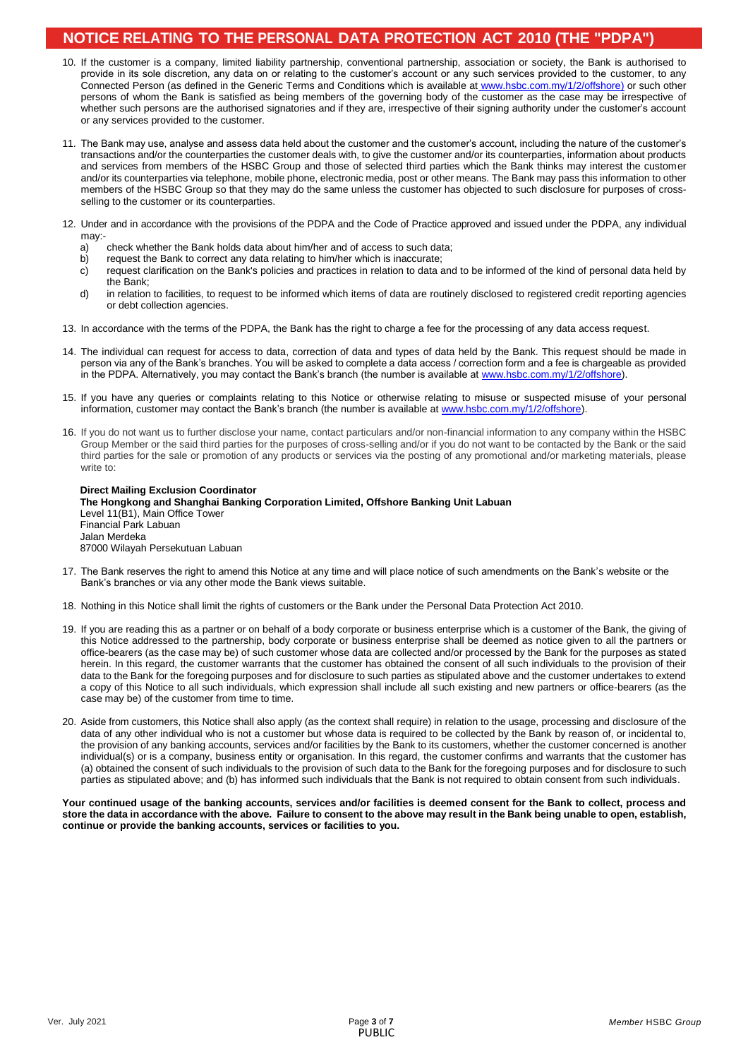# NOTICE RELATING TO THE PERSONAL DATA PROTECTION ACT 2010 (THE "PDPA")

10. If the customer is a company, limited liability partnership, conventional partnership, association or society, the Bank is authorised to provide in its sole discretion, any data on or relating to the customer's account or any such services provided to the customer, to any Connected Person (as defined in the Generic Terms and Conditions which is available at www.hsbc.com.my/1/2/offshore) or such other persons of whom the Bank is satisfied as being members of the governing body of the customer as the case may be irrespective of whether such persons are the authorised signatories and if they are, irrespective of their signing authority under the customer's account or any services provided to the customer.

11. The Bank may use, analyse and assess data held about the customer and the customer's account, including the nature of the customer's transactions and/or the counterparties the customer deals with, to give the customer and/or its counterparties, information about products and services from members of the HSBC Group and those of selected third parties which the Bank thinks may interest the customer and/or its counterparties via telephone, mobile phone, electronic media, post or other means. The Bank may pass this information to other members of the HSBC Group so that they may do the same unless the customer has objected to such disclosure for purposes of cross-selling to the customer or its counterparties.

12. Under and in accordance with the provisions of the PDPA and the Code of Practice approved and issued under the PDPA, any individual may:-
    a) check whether the Bank holds data about him/her and of access to such data;
    b) request the Bank to correct any data relating to him/her which is inaccurate;
    c) request clarification on the Bank's policies and practices in relation to data and to be informed of the kind of personal data held by the Bank;
    d) in relation to facilities, to request to be informed which items of data are routinely disclosed to registered credit reporting agencies or debt collection agencies.

13. In accordance with the terms of the PDPA, the Bank has the right to charge a fee for the processing of any data access request.

14. The individual can request for access to data, correction of data and types of data held by the Bank. This request should be made in person via any of the Bank's branches. You will be asked to complete a data access / correction form and a fee is chargeable as provided in the PDPA. Alternatively, you may contact the Bank's branch (the number is available at www.hsbc.com.my/1/2/offshore).

15. If you have any queries or complaints relating to this Notice or otherwise relating to misuse or suspected misuse of your personal information, customer may contact the Bank's branch (the number is available at www.hsbc.com.my/1/2/offshore).

16. If you do not want us to further disclose your name, contact particulars and/or non-financial information to any company within the HSBC Group Member or the said third parties for the purposes of cross-selling and/or if you do not want to be contacted by the Bank or the said third parties for the sale or promotion of any products or services via the posting of any promotional and/or marketing materials, please write to:

    **Direct Mailing Exclusion Coordinator**
    **The Hongkong and Shanghai Banking Corporation Limited, Offshore Banking Unit Labuan**
    Level 11(B1), Main Office Tower
    Financial Park Labuan
    Jalan Merdeka
    87000 Wilayah Persekutuan Labuan

17. The Bank reserves the right to amend this Notice at any time and will place notice of such amendments on the Bank's website or the Bank's branches or via any other mode the Bank views suitable.

18. Nothing in this Notice shall limit the rights of customers or the Bank under the Personal Data Protection Act 2010.

19. If you are reading this as a partner or on behalf of a body corporate or business enterprise which is a customer of the Bank, the giving of this Notice addressed to the partnership, body corporate or business enterprise shall be deemed as notice given to all the partners or office-bearers (as the case may be) of such customer whose data are collected and/or processed by the Bank for the purposes as stated herein. In this regard, the customer warrants that the customer has obtained the consent of all such individuals to the provision of their data to the Bank for the foregoing purposes and for disclosure to such parties as stipulated above and the customer undertakes to extend a copy of this Notice to all such individuals, which expression shall include all such existing and new partners or office-bearers (as the case may be) of the customer from time to time.

20. Aside from customers, this Notice shall also apply (as the context shall require) in relation to the usage, processing and disclosure of the data of any other individual who is not a customer but whose data is required to be collected by the Bank by reason of, or incidental to, the provision of any banking accounts, services and/or facilities by the Bank to its customers, whether the customer concerned is another individual(s) or is a company, business entity or organisation. In this regard, the customer confirms and warrants that the customer has (a) obtained the consent of such individuals to the provision of such data to the Bank for the foregoing purposes and for disclosure to such parties as stipulated above; and (b) has informed such individuals that the Bank is not required to obtain consent from such individuals.

**Your continued usage of the banking accounts, services and/or facilities is deemed consent for the Bank to collect, process and store the data in accordance with the above. Failure to consent to the above may result in the Bank being unable to open, establish, continue or provide the banking accounts, services or facilities to you.**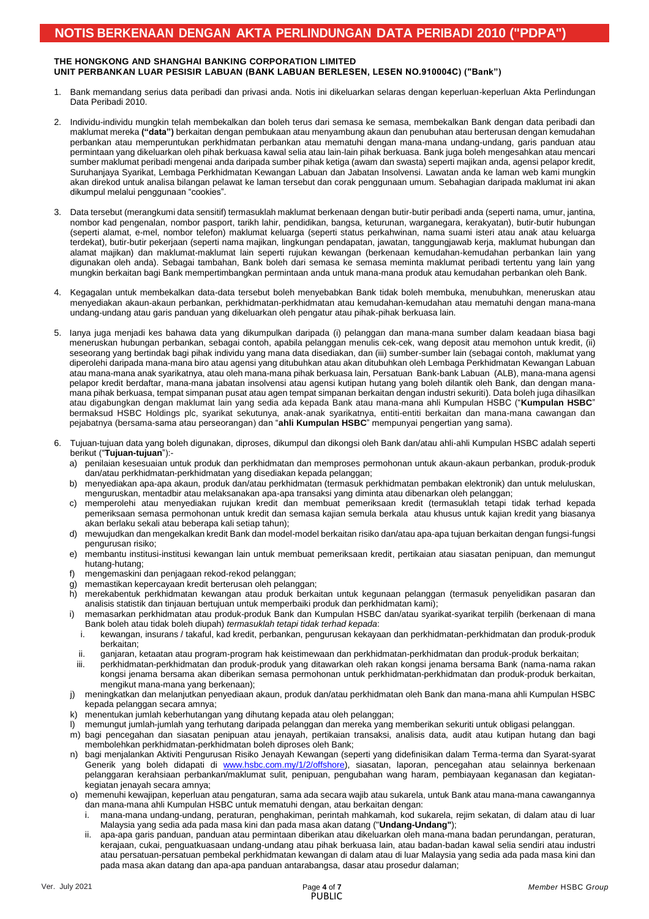# NOTIS BERKENAAN DENGAN AKTA PERLINDUNGAN DATA PERIBADI 2010 ("PDPA")

**THE HONGKONG AND SHANGHAI BANKING CORPORATION LIMITED**
**UNIT PERBANKAN LUAR PESISIR LABUAN (BANK LABUAN BERLESEN, LESEN NO.910004C) ("Bank")**

1. Bank memandang serius data peribadi dan privasi anda. Notis ini dikeluarkan selaras dengan keperluan-keperluan Akta Perlindungan Data Peribadi 2010.

2. Individu-individu mungkin telah membekalkan dan boleh terus dari semasa ke semasa, membekalkan Bank dengan data peribadi dan maklumat mereka **("data")** berkaitan dengan pembukaan atau menyambung akaun dan penubuhan atau berterusan dengan kemudahan perbankan atau memperuntukan perkhidmatan perbankan atau mematuhi dengan mana-mana undang-undang, garis panduan atau permintaan yang dikeluarkan oleh pihak berkuasa kawal selia atau lain-lain pihak berkuasa. Bank juga boleh mengesahkan atau mencari sumber maklumat peribadi mengenai anda daripada sumber pihak ketiga (awam dan swasta) seperti majikan anda, agensi pelapor kredit, Suruhanjaya Syarikat, Lembaga Perkhidmatan Kewangan Labuan dan Jabatan Insolvensi. Lawatan anda ke laman web kami mungkin akan direkod untuk analisa bilangan pelawat ke laman tersebut dan corak penggunaan umum. Sebahagian daripada maklumat ini akan dikumpul melalui penggunaan "cookies".

3. Data tersebut (merangkumi data sensitif) termasuklah maklumat berkenaan dengan butir-butir peribadi anda (seperti nama, umur, jantina, nombor kad pengenalan, nombor pasport, tarikh lahir, pendidikan, bangsa, keturunan, warganegara, kerakyatan), butir-butir hubungan (seperti alamat, e-mel, nombor telefon) maklumat keluarga (seperti status perkahwinan, nama suami isteri atau anak atau keluarga terdekat), butir-butir pekerjaan (seperti nama majikan, lingkungan pendapatan, jawatan, tanggungjawab kerja, maklumat hubungan dan alamat majikan) dan maklumat-maklumat lain seperti rujukan kewangan (berkenaan kemudahan-kemudahan perbankan lain yang digunakan oleh anda). Sebagai tambahan, Bank boleh dari semasa ke semasa meminta maklumat peribadi tertentu yang lain yang mungkin berkaitan bagi Bank mempertimbangkan permintaan anda untuk mana-mana produk atau kemudahan perbankan oleh Bank.

4. Kegagalan untuk membekalkan data-data tersebut boleh menyebabkan Bank tidak boleh membuka, menubuhkan, meneruskan atau menyediakan akaun-akaun perbankan, perkhidmatan-perkhidmatan atau kemudahan-kemudahan atau mematuhi dengan mana-mana undang-undang atau garis panduan yang dikeluarkan oleh pengatur atau pihak-pihak berkuasa lain.

5. Ianya juga menjadi kes bahawa data yang dikumpulkan daripada (i) pelanggan dan mana-mana sumber dalam keadaan biasa bagi meneruskan hubungan perbankan, sebagai contoh, apabila pelanggan menulis cek-cek, wang deposit atau memohon untuk kredit, (ii) seseorang yang bertindak bagi pihak individu yang mana data disediakan, dan (iii) sumber-sumber lain (sebagai contoh, maklumat yang diperolehi daripada mana-mana biro atau agensi yang ditubuhkan atau akan ditubuhkan oleh Lembaga Perkhidmatan Kewangan Labuan atau mana-mana anak syarikatnya, atau oleh mana-mana pihak berkuasa lain, Persatuan Bank-bank Labuan (ALB), mana-mana agensi pelapor kredit berdaftar, mana-mana jabatan insolvensi atau agensi kutipan hutang yang boleh dilantik oleh Bank, dan dengan mana-mana pihak berkuasa, tempat simpanan pusat atau agen tempat simpanan berkaitan dengan industri sekuriti). Data boleh juga dihasilkan atau digabungkan dengan maklumat lain yang sedia ada kepada Bank atau mana-mana ahli Kumpulan HSBC ("**Kumpulan HSBC**" bermaksud HSBC Holdings plc, syarikat sekutunya, anak-anak syarikatnya, entiti-entiti berkaitan dan mana-mana cawangan dan pejabatnya (bersama-sama atau perseorangan) dan "**ahli Kumpulan HSBC**" mempunyai pengertian yang sama).

6. Tujuan-tujuan data yang boleh digunakan, diproses, dikumpul dan dikongsi oleh Bank dan/atau ahli-ahli Kumpulan HSBC adalah seperti berikut ("**Tujuan-tujuan**"):-
   a) penilaian kesesuaian untuk produk dan perkhidmatan dan memproses permohonan untuk akaun-akaun perbankan, produk-produk dan/atau perkhidmatan-perkhidmatan yang disediakan kepada pelanggan;
   b) menyediakan apa-apa akaun, produk dan/atau perkhidmatan (termasuk perkhidmatan pembakan elektronik) dan untuk meluluskan, menguruskan, mentadbir atau melaksanakan apa-apa transaksi yang diminta atau dibenarkan oleh pelanggan;
   c) memperolehi atau menyediakan rujukan kredit dan membuat pemeriksaan kredit (termasuklah tetapi tidak terhad kepada pemeriksaan semasa permohonan untuk kredit dan semasa kajian semula berkala atau khusus untuk kajian kredit yang biasanya akan berlaku sekali atau beberapa kali setiap tahun);
   d) mewujudkan dan mengekalkan kredit Bank dan model-model berkaitan risiko dan/atau apa-apa tujuan berkaitan dengan fungsi-fungsi pengurusan risiko;
   e) membantu institusi-institusi kewangan lain untuk membuat pemeriksaan kredit, pertikaian atau siasatan penipuan, dan memungut hutang-hutang;
   f) mengemaskini dan penjagaan rekod-rekod pelanggan;
   g) memastikan kepercayaan kredit berterusan oleh pelanggan;
   h) merekabentuk perkhidmatan kewangan atau produk berkaitan untuk kegunaan pelanggan (termasuk penyelidikan pasaran dan analisis statistik dan tinjauan bertujuan untuk memperbaiki produk dan perkhidmatan kami);
   i) memasarkan perkhidmatan atau produk-produk Bank dan Kumpulan HSBC dan/atau syarikat-syarikat terpilih (berkenaan di mana Bank boleh atau tidak boleh diupah) *termasuklah tetapi tidak terhad kepada*:
      i. kewangan, insurans / takaful, kad kredit, perbankan, pengurusan kekayaan dan perkhidmatan-perkhidmatan dan produk-produk berkaitan;
      ii. ganjaran, ketaatan atau program-program hak keistimewaan dan perkhidmatan-perkhidmatan dan produk-produk berkaitan;
      iii. perkhidmatan-perkhidmatan dan produk-produk yang ditawarkan oleh rakan kongsi jenama bersama Bank (nama-nama rakan kongsi jenama bersama akan diberikan semasa permohonan untuk perkhidmatan-perkhidmatan dan produk-produk berkaitan, mengikut mana-mana yang berkenaan);
   j) meningkatkan dan melanjutkan penyediaan akaun, produk dan/atau perkhidmatan oleh Bank dan mana-mana ahli Kumpulan HSBC kepada pelanggan secara amnya;
   k) menentukan jumlah keberhutangan yang dihutang kepada atau oleh pelanggan;
   l) memungut jumlah-jumlah yang terhutang daripada pelanggan dan mereka yang memberikan sekuriti untuk obligasi pelanggan.
   m) bagi pencegahan dan siasatan penipuan atau jenayah, pertikaian transaksi, analisis data, audit atau kutipan hutang dan bagi membolehkan perkhidmatan boleh diproses oleh Bank;
   n) bagi menjalankan Aktiviti Pengurusan Risiko Jenayah Kewangan (seperti yang didefinisikan dalam Terma-terma dan Syarat-syarat Generik yang boleh didapati di www.hsbc.com.my/1/2/offshore), siasatan, laporan, pencegahan atau selainnya berkenaan pelanggaran kerahsiaan perbankan/maklumat sulit, penipuan, pengubahan wang haram, pembiayaan keganasan dan kegiatan-kegiatan jenayah secara amnya;
   o) memenuhi kewajipan, keperluan atau pengaturan, sama ada secara wajib atau sukarela, untuk Bank atau mana-mana cawangannya dan mana-mana ahli Kumpulan HSBC untuk mematuhi dengan, atau berkaitan dengan:
      i. mana-mana undang-undang, peraturan, penghakiman, perintah mahkamah, kod sukarela, rejim sekatan, di dalam atau di luar Malaysia yang sedia ada pada masa kini dan pada masa akan datang ("**Undang-Undang"**);
      ii. apa-apa garis panduan, panduan atau permintaan diberikan atau dikeluarkan oleh mana-mana badan perundangan, peraturan, kerajaan, cukai, penguatkuasaan undang-undang atau pihak berkuasa lain, atau badan-badan kawal selia sendiri atau industri atau persatuan-persatuan pembekal perkhidmatan kewangan di dalam atau di luar Malaysia yang sedia ada pada masa kini dan pada masa akan datang dan apa-apa panduan antarabangsa, dasar atau prosedur dalaman;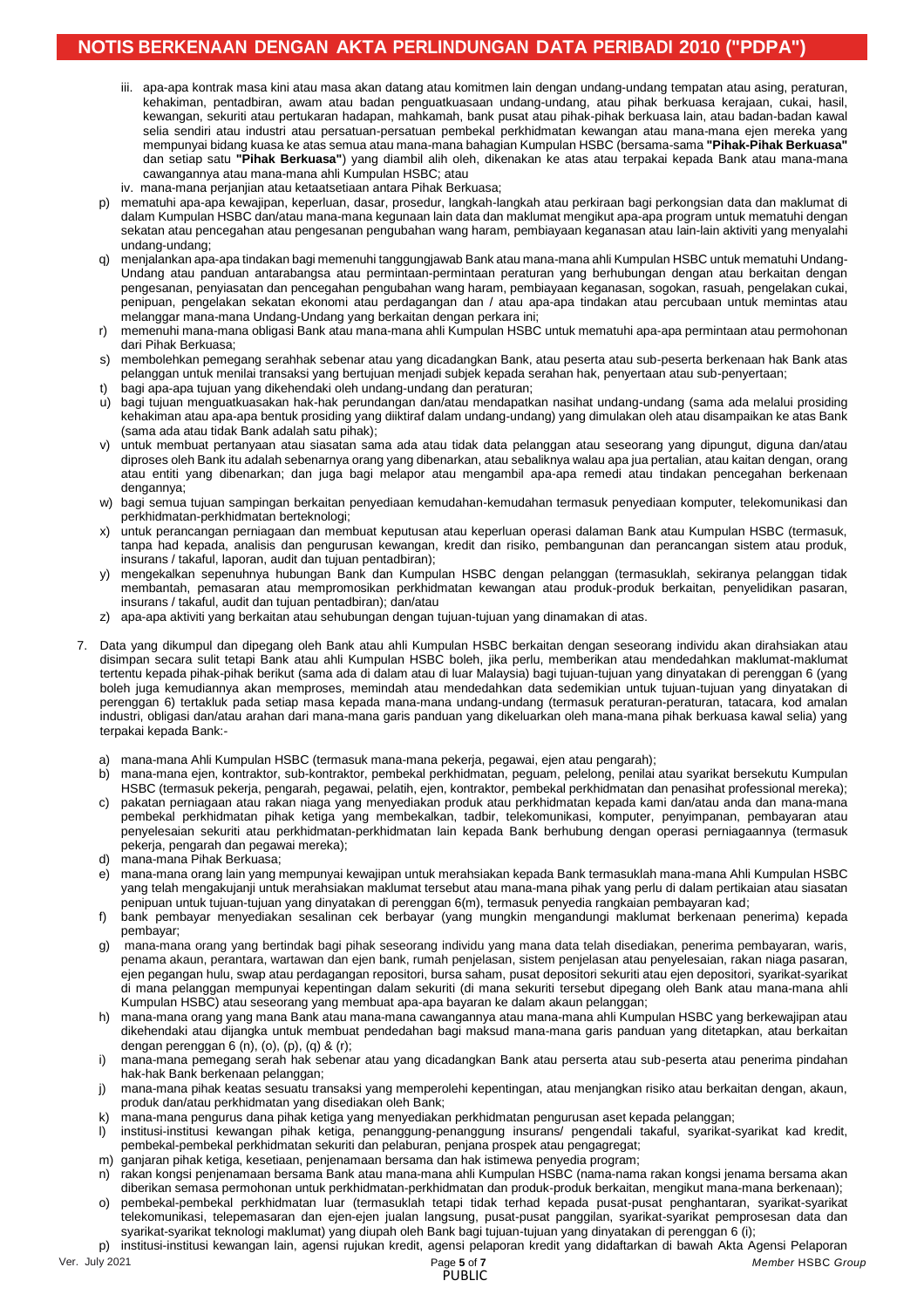# NOTIS BERKENAAN DENGAN AKTA PERLINDUNGAN DATA PERIBADI 2010 ("PDPA")

iii. apa-apa kontrak masa kini atau masa akan datang atau komitmen lain dengan undang-undang tempatan atau asing, peraturan, kehakiman, pentadbiran, awam atau badan penguatkuasaan undang-undang, atau pihak berkuasa kerajaan, cukai, hasil, kewangan, sekuriti atau pertukaran hadapan, mahkamah, bank pusat atau pihak-pihak berkuasa lain, atau badan-badan kawal selia sendiri atau industri atau persatuan-persatuan pembekal perkhidmatan kewangan atau mana-mana ejen mereka yang mempunyai bidang kuasa ke atas semua atau mana-mana bahagian Kumpulan HSBC (bersama-sama **"Pihak-Pihak Berkuasa"** dan setiap satu **"Pihak Berkuasa"**) yang diambil alih oleh, dikenakan ke atas atau terpakai kepada Bank atau mana-mana cawangannya atau mana-mana ahli Kumpulan HSBC; atau

iv. mana-mana perjanjian atau ketaatsetiaan antara Pihak Berkuasa;

p) mematuhi apa-apa kewajipan, keperluan, dasar, prosedur, langkah-langkah atau perkiraan bagi perkongsian data dan maklumat di dalam Kumpulan HSBC dan/atau mana-mana kegunaan lain data dan maklumat mengikut apa-apa program untuk mematuhi dengan sekatan atau pencegahan atau pengesanan pengubahan wang haram, pembiayaan keganasan atau lain-lain aktiviti yang menyalahi undang-undang;

q) menjalankan apa-apa tindakan bagi memenuhi tanggungjawab Bank atau mana-mana ahli Kumpulan HSBC untuk mematuhi Undang-Undang atau panduan antarabangsa atau permintaan-permintaan peraturan yang berhubungan dengan atau berkaitan dengan pengesanan, penyiasatan dan pencegahan pengubahan wang haram, pembiayaan keganasan, sogokan, rasuah, pengelakan cukai, penipuan, pengelakan sekatan ekonomi atau perdagangan dan / atau apa-apa tindakan atau percubaan untuk memintas atau melanggar mana-mana Undang-Undang yang berkaitan dengan perkara ini;

r) memenuhi mana-mana obligasi Bank atau mana-mana ahli Kumpulan HSBC untuk mematuhi apa-apa permintaan atau permohonan dari Pihak Berkuasa;

s) membolehkan pemegang serahhak sebenar atau yang dicadangkan Bank, atau peserta atau sub-peserta berkenaan hak Bank atas pelanggan untuk menilai transaksi yang bertujuan menjadi subjek kepada serahan hak, penyertaan atau sub-penyertaan;

t) bagi apa-apa tujuan yang dikehendaki oleh undang-undang dan peraturan;

u) bagi tujuan menguatkuasakan hak-hak perundangan dan/atau mendapatkan nasihat undang-undang (sama ada melalui prosiding kehakiman atau apa-apa bentuk prosiding yang diiktiraf dalam undang-undang) yang dimulakan oleh atau disampaikan ke atas Bank (sama ada atau tidak Bank adalah satu pihak);

v) untuk membuat pertanyaan atau siasatan sama ada atau tidak data pelanggan atau seseorang yang dipungut, diguna dan/atau diproses oleh Bank itu adalah sebenarnya orang yang dibenarkan, atau sebaliknya walau apa jua pertalian, atau kaitan dengan, orang atau entiti yang dibenarkan; dan juga bagi melapor atau mengambil apa-apa remedi atau tindakan pencegahan berkenaan dengannya;

w) bagi semua tujuan sampingan berkaitan penyediaan kemudahan-kemudahan termasuk penyediaan komputer, telekomunikasi dan perkhidmatan-perkhidmatan berteknologi;

x) untuk perancangan perniagaan dan membuat keputusan atau keperluan operasi dalaman Bank atau Kumpulan HSBC (termasuk, tanpa had kepada, analisis dan pengurusan kewangan, kredit dan risiko, pembangunan dan perancangan sistem atau produk, insurans / takaful, laporan, audit dan tujuan pentadbiran);

y) mengekalkan sepenuhnya hubungan Bank dan Kumpulan HSBC dengan pelanggan (termasuklah, sekiranya pelanggan tidak membantah, pemasaran atau mempromosikan perkhidmatan kewangan atau produk-produk berkaitan, penyelidikan pasaran, insurans / takaful, audit dan tujuan pentadbiran); dan/atau

z) apa-apa aktiviti yang berkaitan atau sehubungan dengan tujuan-tujuan yang dinamakan di atas.

7. Data yang dikumpul dan dipegang oleh Bank atau ahli Kumpulan HSBC berkaitan dengan seseorang individu akan dirahsiakan atau disimpan secara sulit tetapi Bank atau ahli Kumpulan HSBC boleh, jika perlu, memberikan atau mendedahkan maklumat-maklumat tertentu kepada pihak-pihak berikut (sama ada di dalam atau di luar Malaysia) bagi tujuan-tujuan yang dinyatakan di perenggan 6 (yang boleh juga kemudiannya akan memproses, memindah atau mendedahkan data sedemikian untuk tujuan-tujuan yang dinyatakan di perenggan 6) tertakluk pada setiap masa kepada mana-mana undang-undang (termasuk peraturan-peraturan, tatacara, kod amalan industri, obligasi dan/atau arahan dari mana-mana garis panduan yang dikeluarkan oleh mana-mana pihak berkuasa kawal selia) yang terpakai kepada Bank:-

   a) mana-mana Ahli Kumpulan HSBC (termasuk mana-mana pekerja, pegawai, ejen atau pengarah);
   b) mana-mana ejen, kontraktor, sub-kontraktor, pembekal perkhidmatan, peguam, pelelong, penilai atau syarikat bersekutu Kumpulan HSBC (termasuk pekerja, pengarah, pegawai, pelatih, ejen, kontraktor, pembekal perkhidmatan dan penasihat professional mereka);
   c) pakatan perniagaan atau rakan niaga yang menyediakan produk atau perkhidmatan kepada kami dan/atau anda dan mana-mana pembekal perkhidmatan pihak ketiga yang membekalkan, tadbir, telekomunikasi, komputer, penyimpanan, pembayaran atau penyelesaian sekuriti atau perkhidmatan-perkhidmatan lain kepada Bank berhubung dengan operasi perniagaannya (termasuk pekerja, pengarah dan pegawai mereka);
   d) mana-mana Pihak Berkuasa;
   e) mana-mana orang lain yang mempunyai kewajipan untuk merahsiakan kepada Bank termasuklah mana-mana Ahli Kumpulan HSBC yang telah mengakujanji untuk merahsiakan maklumat tersebut atau mana-mana pihak yang perlu di dalam pertikaian atau siasatan penipuan untuk tujuan-tujuan yang dinyatakan di perenggan 6(m), termasuk penyedia rangkaian pembayaran kad;
   f) bank pembayar menyediakan sesalinan cek berbayar (yang mungkin mengandungi maklumat berkenaan penerima) kepada pembayar;
   g) mana-mana orang yang bertindak bagi pihak seseorang individu yang mana data telah disediakan, penerima pembayaran, waris, penama akaun, perantara, wartawan dan ejen bank, rumah penjelasan, sistem penjelasan atau penyelesaian, rakan niaga pasaran, ejen pegangan hulu, swap atau perdagangan repositori, bursa saham, pusat depositori sekuriti atau ejen depositori, syarikat-syarikat di mana pelanggan mempunyai kepentingan dalam sekuriti (di mana sekuriti tersebut dipegang oleh Bank atau mana-mana ahli Kumpulan HSBC) atau seseorang yang membuat apa-apa bayaran ke dalam akaun pelanggan;
   h) mana-mana orang yang mana Bank atau mana-mana cawangannya atau mana-mana ahli Kumpulan HSBC yang berkewajipan atau dikehendaki atau dijangka untuk membuat pendedahan bagi maksud mana-mana garis panduan yang ditetapkan, atau berkaitan dengan perenggan 6 (n), (o), (p), (q) & (r);
   i) mana-mana pemegang serah hak sebenar atau yang dicadangkan Bank atau perserta atau sub-peserta atau penerima pindahan hak-hak Bank berkenaan pelanggan;
   j) mana-mana pihak keatas sesuatu transaksi yang memperolehi kepentingan, atau menjangkan risiko atau berkaitan dengan, akaun, produk dan/atau perkhidmatan yang disediakan oleh Bank;
   k) mana-mana pengurus dana pihak ketiga yang menyediakan perkhidmatan pengurusan aset kepada pelanggan;
   l) institusi-institusi kewangan pihak ketiga, penanggung-penanggung insurans/ pengendali takaful, syarikat-syarikat kad kredit, pembekal-pembekal perkhidmatan sekuriti dan pelaburan, penjana prospek atau pengagregat;
   m) ganjaran pihak ketiga, kesetiaan, penjenamaan bersama dan hak istimewa penyedia program;
   n) rakan kongsi penjenamaan bersama Bank atau mana-mana ahli Kumpulan HSBC (nama-nama rakan kongsi jenama bersama akan diberikan semasa permohonan untuk perkhidmatan-perkhidmatan dan produk-produk berkaitan, mengikut mana-mana berkenaan);
   o) pembekal-pembekal perkhidmatan luar (termasuklah tetapi tidak terhad kepada pusat-pusat penghantaran, syarikat-syarikat telekomunikasi, telepemasaran dan ejen-ejen jualan langsung, pusat-pusat panggilan, syarikat-syarikat pemprosesan data dan syarikat-syarikat teknologi maklumat) yang diupah oleh Bank bagi tujuan-tujuan yang dinyatakan di perenggan 6 (i);
   p) institusi-institusi kewangan lain, agensi rujukan kredit, agensi pelaporan kredit yang didaftarkan di bawah Akta Agensi Pelaporan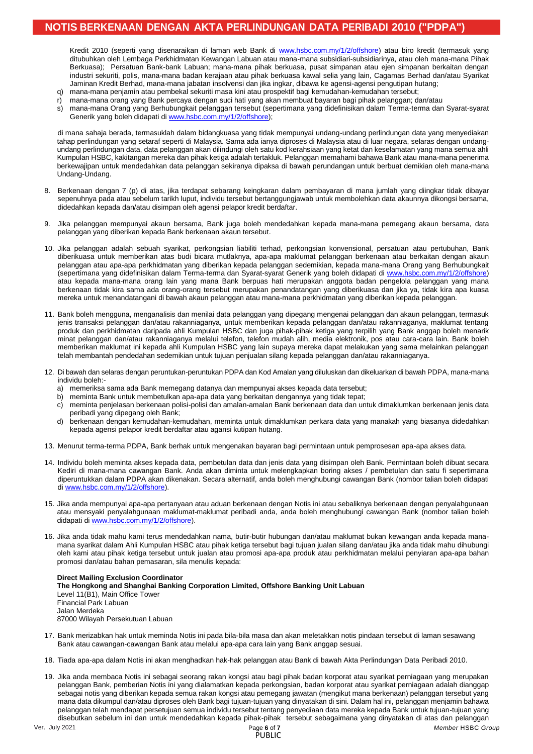# NOTIS BERKENAAN DENGAN AKTA PERLINDUNGAN DATA PERIBADI 2010 ("PDPA")

Kredit 2010 (seperti yang disenaraikan di laman web Bank di www.hsbc.com.my/1/2/offshore) atau biro kredit (termasuk yang ditubuhkan oleh Lembaga Perkhidmatan Kewangan Labuan atau mana-mana subsidiari-subsidiarinya, atau oleh mana-mana Pihak Berkuasa); Persatuan Bank-bank Labuan; mana-mana pihak berkuasa, pusat simpanan atau ejen simpanan berkaitan dengan industri sekuriti, polis, mana-mana badan kerajaan atau pihak berkuasa kawal selia yang lain, Cagamas Berhad dan/atau Syarikat Jaminan Kredit Berhad, mana-mana jabatan insolvensi dan jika ingkar, dibawa ke agensi-agensi pengutipan hutang;

q) mana-mana penjamin atau pembekal sekuriti masa kini atau prospektif bagi kemudahan-kemudahan tersebut;
r) mana-mana orang yang Bank percaya dengan suci hati yang akan membuat bayaran bagi pihak pelanggan; dan/atau
s) mana-mana Orang yang Berhubungkait pelanggan tersebut (sepertimana yang didefinisikan dalam Terma-terma dan Syarat-syarat Generik yang boleh didapati di www.hsbc.com.my/1/2/offshore);

di mana sahaja berada, termasuklah dalam bidangkuasa yang tidak mempunyai undang-undang perlindungan data yang menyediakan tahap perlindungan yang setaraf seperti di Malaysia. Sama ada ianya diproses di Malaysia atau di luar negara, selaras dengan undang-undang perlindungan data, data pelanggan akan dilindungi oleh satu kod kerahsiaan yang ketat dan keselamatan yang mana semua ahli Kumpulan HSBC, kakitangan mereka dan pihak ketiga adalah tertakluk. Pelanggan memahami bahawa Bank atau mana-mana penerima berkewajipan untuk mendedahkan data pelanggan sekiranya dipaksa di bawah perundangan untuk berbuat demikian oleh mana-mana Undang-Undang.

8. Berkenaan dengan 7 (p) di atas, jika terdapat sebarang keingkaran dalam pembayaran di mana jumlah yang diingkar tidak dibayar sepenuhnya pada atau sebelum tarikh luput, individu tersebut bertanggungjawab untuk membolehkan data akaunnya dikongsi bersama, didedahkan kepada dan/atau disimpan oleh agensi pelapor kredit berdaftar.

9. Jika pelanggan mempunyai akaun bersama, Bank juga boleh mendedahkan kepada mana-mana pemegang akaun bersama, data pelanggan yang diberikan kepada Bank berkenaan akaun tersebut.

10. Jika pelanggan adalah sebuah syarikat, perkongsian liabiliti terhad, perkongsian konvensional, persatuan atau pertubuhan, Bank diberikuasa untuk memberikan atas budi bicara mutlaknya, apa-apa maklumat pelanggan berkenaan atau berkaitan dengan akaun pelanggan atau apa-apa perkhidmatan yang diberikan kepada pelanggan sedemikian, kepada mana-mana Orang yang Berhubungkait (sepertimana yang didefinisikan dalam Terma-terma dan Syarat-syarat Generik yang boleh didapati di www.hsbc.com.my/1/2/offshore) atau kepada mana-mana orang lain yang mana Bank berpuas hati merupakan anggota badan pengelola pelanggan yang mana berkenaan tidak kira sama ada orang-orang tersebut merupakan penandatangan yang diberikuasa dan jika ya, tidak kira apa kuasa mereka untuk menandatangani di bawah akaun pelanggan atau mana-mana perkhidmatan yang diberikan kepada pelanggan.

11. Bank boleh mengguna, menganalisis dan menilai data pelanggan yang dipegang mengenai pelanggan dan akaun pelanggan, termasuk jenis transaksi pelanggan dan/atau rakanniaganya, untuk memberikan kepada pelanggan dan/atau rakanniaganya, maklumat tentang produk dan perkhidmatan daripada ahli Kumpulan HSBC dan juga pihak-pihak ketiga yang terpilih yang Bank anggap boleh menarik minat pelanggan dan/atau rakanniaganya melalui telefon, telefon mudah alih, media elektronik, pos atau cara-cara lain. Bank boleh memberikan maklumat ini kepada ahli Kumpulan HSBC yang lain supaya mereka dapat melakukan yang sama melainkan pelanggan telah membantah pendedahan sedemikian untuk tujuan penjualan silang kepada pelanggan dan/atau rakanniaganya.

12. Di bawah dan selaras dengan peruntukan-peruntukan PDPA dan Kod Amalan yang diluluskan dan dikeluarkan di bawah PDPA, mana-mana individu boleh:-
    a) memeriksa sama ada Bank memegang datanya dan mempunyai akses kepada data tersebut;
    b) meminta Bank untuk membetulkan apa-apa data yang berkaitan dengannya yang tidak tepat;
    c) meminta penjelasan berkenaan polisi-polisi dan amalan-amalan Bank berkenaan data dan untuk dimaklumkan berkenaan jenis data peribadi yang dipegang oleh Bank;
    d) berkenaan dengan kemudahan-kemudahan, meminta untuk dimaklumkan perkara data yang manakah yang biasanya didedahkan kepada agensi pelapor kredit berdaftar atau agansi kutipan hutang.

13. Menurut terma-terma PDPA, Bank berhak untuk mengenakan bayaran bagi permintaan untuk pemprosesan apa-apa akses data.

14. Individu boleh meminta akses kepada data, pembetulan data dan jenis data yang disimpan oleh Bank. Permintaan boleh dibuat secara Kediri di mana-mana cawangan Bank. Anda akan diminta untuk melengkapkan boring akses / pembetulan dan satu fi sepertimana diperuntukkan dalam PDPA akan dikenakan. Secara alternatif, anda boleh menghubungi cawangan Bank (nombor talian boleh didapati di www.hsbc.com.my/1/2/offshore).

15. Jika anda mempunyai apa-apa pertanyaan atau aduan berkenaan dengan Notis ini atau sebaliknya berkenaan dengan penyalahgunaan atau mensyaki penyalahgunaan maklumat-maklumat peribadi anda, anda boleh menghubungi cawangan Bank (nombor talian boleh didapati di www.hsbc.com.my/1/2/offshore).

16. Jika anda tidak mahu kami terus mendedahkan nama, butir-butir hubungan dan/atau maklumat bukan kewangan anda kepada mana-mana syarikat dalam Ahli Kumpulan HSBC atau pihak ketiga tersebut bagi tujuan jualan silang dan/atau jika anda tidak mahu dihubungi oleh kami atau pihak ketiga tersebut untuk jualan atau promosi apa-apa produk atau perkhidmatan melalui penyiaran apa-apa bahan promosi dan/atau bahan pemasaran, sila menulis kepada:

    **Direct Mailing Exclusion Coordinator**
    **The Hongkong and Shanghai Banking Corporation Limited, Offshore Banking Unit Labuan**
    Level 11(B1), Main Office Tower
    Financial Park Labuan
    Jalan Merdeka
    87000 Wilayah Persekutuan Labuan

17. Bank merizabkan hak untuk meminda Notis ini pada bila-bila masa dan akan meletakkan notis pindaan tersebut di laman sesawang Bank atau cawangan-cawangan Bank atau melalui apa-apa cara lain yang Bank anggap sesuai.

18. Tiada apa-apa dalam Notis ini akan menghadkan hak-hak pelanggan atau Bank di bawah Akta Perlindungan Data Peribadi 2010.

19. Jika anda membaca Notis ini sebagai seorang rakan kongsi atau bagi pihak badan korporat atau syarikat perniagaan yang merupakan pelanggan Bank, pemberian Notis ini yang dialamatkan kepada perkongsian, badan korporat atau syarikat perniagaan adalah dianggap sebagai notis yang diberikan kepada semua rakan kongsi atau pemegang jawatan (mengikut mana berkenaan) pelanggan tersebut yang mana data dikumpul dan/atau diproses oleh Bank bagi tujuan-tujuan yang dinyatakan di sini. Dalam hal ini, pelanggan menjamin bahawa pelanggan telah mendapat persetujuan semua individu tersebut tentang penyediaan data mereka kepada Bank untuk tujuan-tujuan yang disebutkan sebelum ini dan untuk mendedahkan kepada pihak-pihak tersebut sebagaimana yang dinyatakan di atas dan pelanggan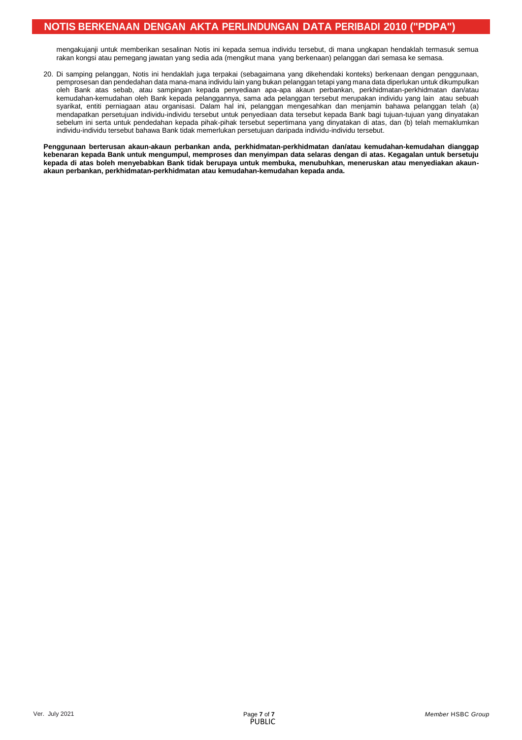# NOTIS BERKENAAN DENGAN AKTA PERLINDUNGAN DATA PERIBADI 2010 ("PDPA")

mengakujanji untuk memberikan sesalinan Notis ini kepada semua individu tersebut, di mana ungkapan hendaklah termasuk semua rakan kongsi atau pemegang jawatan yang sedia ada (mengikut mana yang berkenaan) pelanggan dari semasa ke semasa.

20. Di samping pelanggan, Notis ini hendaklah juga terpakai (sebagaimana yang dikehendaki konteks) berkenaan dengan penggunaan, pemprosesan dan pendedahan data mana-mana individu lain yang bukan pelanggan tetapi yang mana data diperlukan untuk dikumpulkan oleh Bank atas sebab, atau sampingan kepada penyediaan apa-apa akaun perbankan, perkhidmatan-perkhidmatan dan/atau kemudahan-kemudahan oleh Bank kepada pelanggannya, sama ada pelanggan tersebut merupakan individu yang lain atau sebuah syarikat, entiti perniagaan atau organisasi. Dalam hal ini, pelanggan mengesahkan dan menjamin bahawa pelanggan telah (a) mendapatkan persetujuan individu-individu tersebut untuk penyediaan data tersebut kepada Bank bagi tujuan-tujuan yang dinyatakan sebelum ini serta untuk pendedahan kepada pihak-pihak tersebut sepertimana yang dinyatakan di atas, dan (b) telah memaklumkan individu-individu tersebut bahawa Bank tidak memerlukan persetujuan daripada individu-individu tersebut.

**Penggunaan berterusan akaun-akaun perbankan anda, perkhidmatan-perkhidmatan dan/atau kemudahan-kemudahan dianggap kebenaran kepada Bank untuk mengumpul, memproses dan menyimpan data selaras dengan di atas. Kegagalan untuk bersetuju kepada di atas boleh menyebabkan Bank tidak berupaya untuk membuka, menubuhkan, meneruskan atau menyediakan akaun-akaun perbankan, perkhidmatan-perkhidmatan atau kemudahan-kemudahan kepada anda.**